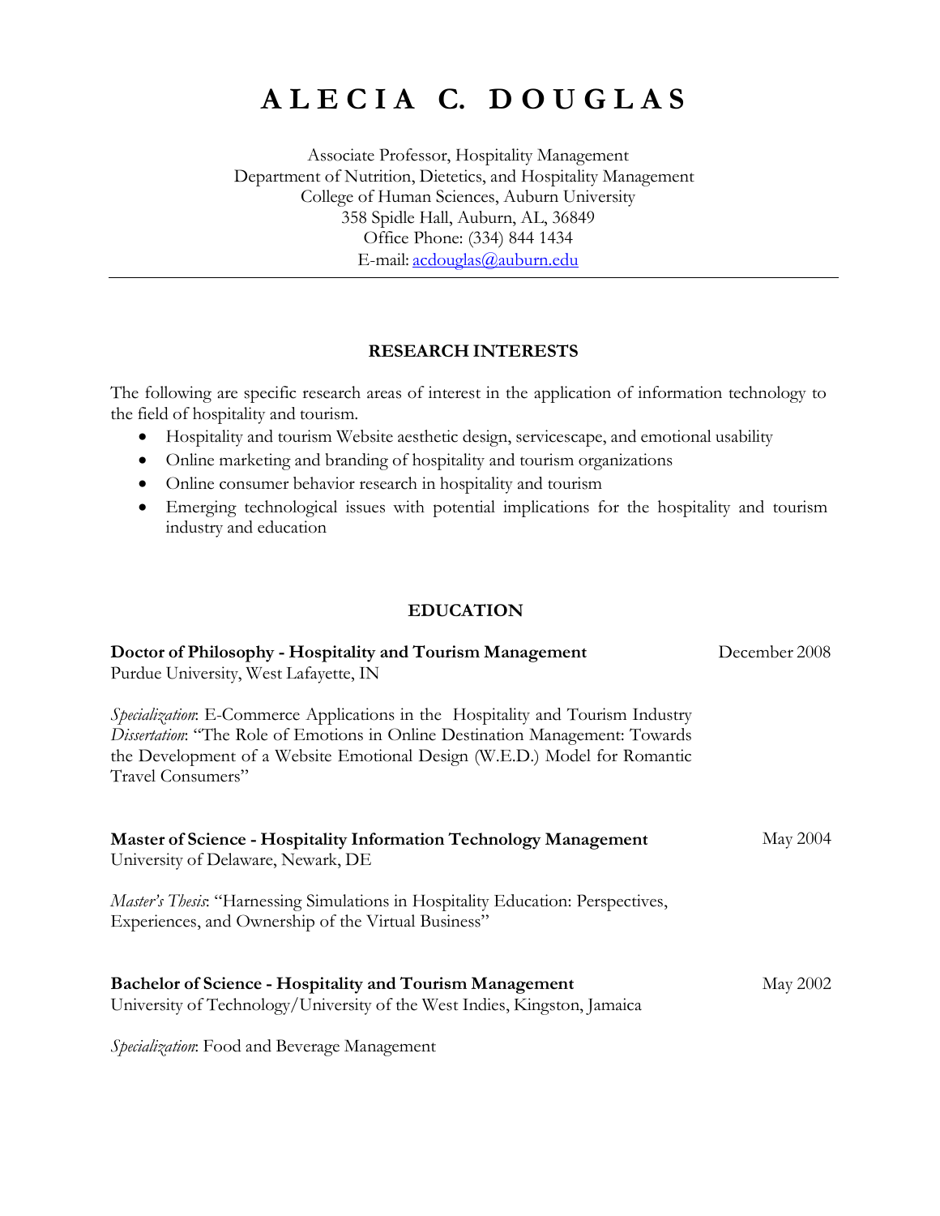# A L E C I A C. D O U G L A S

Associate Professor, Hospitality Management
Department of Nutrition, Dietetics, and Hospitality Management
College of Human Sciences, Auburn University
358 Spidle Hall, Auburn, AL, 36849
Office Phone: (334) 844 1434
E-mail: acdouglas@auburn.edu

---

## RESEARCH INTERESTS

The following are specific research areas of interest in the application of information technology to the field of hospitality and tourism.

- Hospitality and tourism Website aesthetic design, servicescape, and emotional usability
- Online marketing and branding of hospitality and tourism organizations
- Online consumer behavior research in hospitality and tourism
- Emerging technological issues with potential implications for the hospitality and tourism industry and education

## EDUCATION

**Doctor of Philosophy - Hospitality and Tourism Management** — December 2008
Purdue University, West Lafayette, IN

*Specialization*: E-Commerce Applications in the Hospitality and Tourism Industry
*Dissertation*: "The Role of Emotions in Online Destination Management: Towards the Development of a Website Emotional Design (W.E.D.) Model for Romantic Travel Consumers"

**Master of Science - Hospitality Information Technology Management** — May 2004
University of Delaware, Newark, DE

*Master's Thesis*: "Harnessing Simulations in Hospitality Education: Perspectives, Experiences, and Ownership of the Virtual Business"

**Bachelor of Science - Hospitality and Tourism Management** — May 2002
University of Technology/University of the West Indies, Kingston, Jamaica

*Specialization*: Food and Beverage Management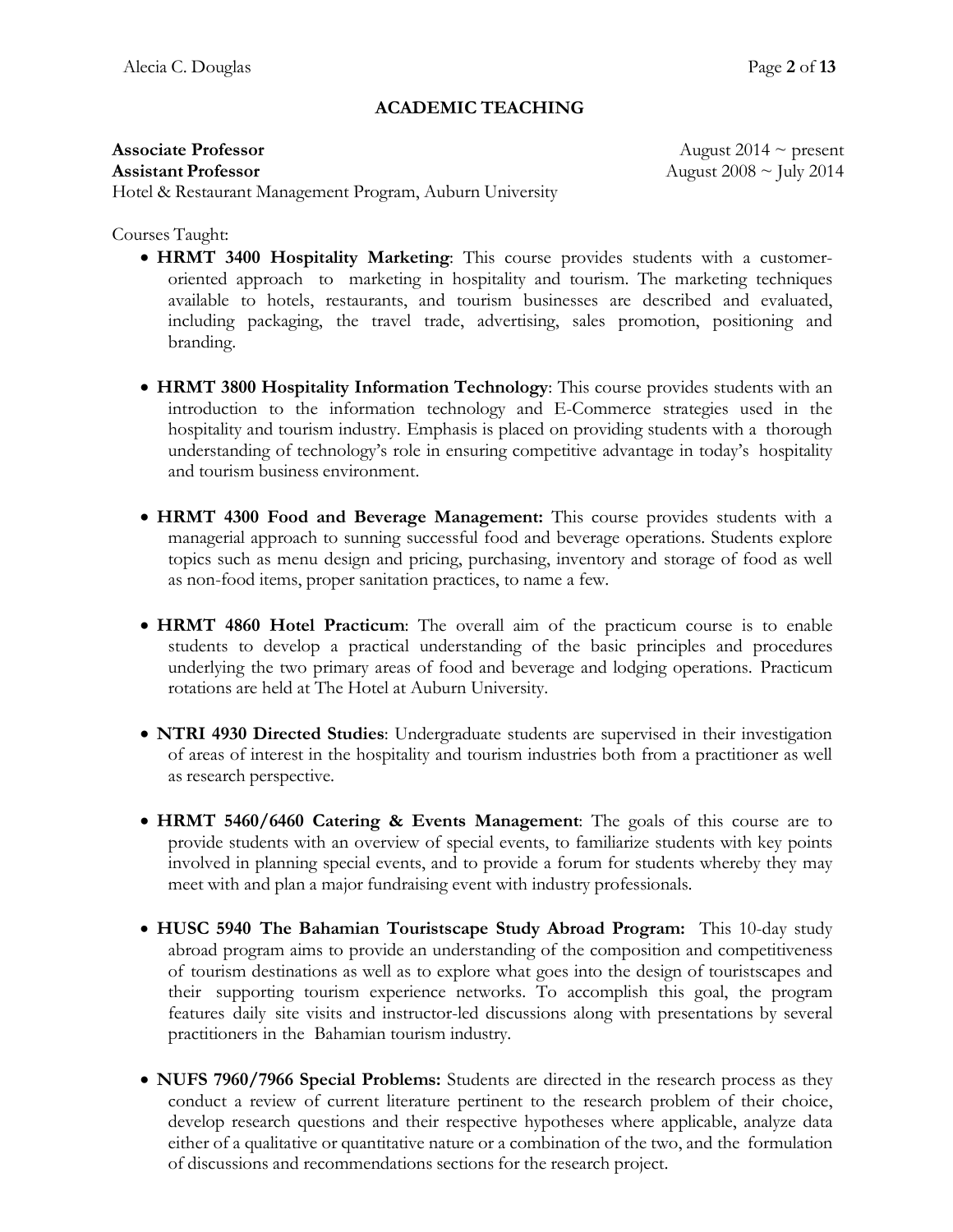## ACADEMIC TEACHING

**Associate Professor** August 2014 ~ present
**Assistant Professor** August 2008 ~ July 2014
Hotel & Restaurant Management Program, Auburn University

Courses Taught:

- **HRMT 3400 Hospitality Marketing**: This course provides students with a customer-oriented approach to marketing in hospitality and tourism. The marketing techniques available to hotels, restaurants, and tourism businesses are described and evaluated, including packaging, the travel trade, advertising, sales promotion, positioning and branding.

- **HRMT 3800 Hospitality Information Technology**: This course provides students with an introduction to the information technology and E-Commerce strategies used in the hospitality and tourism industry. Emphasis is placed on providing students with a thorough understanding of technology's role in ensuring competitive advantage in today's hospitality and tourism business environment.

- **HRMT 4300 Food and Beverage Management:** This course provides students with a managerial approach to sunning successful food and beverage operations. Students explore topics such as menu design and pricing, purchasing, inventory and storage of food as well as non-food items, proper sanitation practices, to name a few.

- **HRMT 4860 Hotel Practicum**: The overall aim of the practicum course is to enable students to develop a practical understanding of the basic principles and procedures underlying the two primary areas of food and beverage and lodging operations. Practicum rotations are held at The Hotel at Auburn University.

- **NTRI 4930 Directed Studies**: Undergraduate students are supervised in their investigation of areas of interest in the hospitality and tourism industries both from a practitioner as well as research perspective.

- **HRMT 5460/6460 Catering & Events Management**: The goals of this course are to provide students with an overview of special events, to familiarize students with key points involved in planning special events, and to provide a forum for students whereby they may meet with and plan a major fundraising event with industry professionals.

- **HUSC 5940 The Bahamian Touristscape Study Abroad Program:** This 10-day study abroad program aims to provide an understanding of the composition and competitiveness of tourism destinations as well as to explore what goes into the design of touristscapes and their supporting tourism experience networks. To accomplish this goal, the program features daily site visits and instructor-led discussions along with presentations by several practitioners in the Bahamian tourism industry.

- **NUFS 7960/7966 Special Problems:** Students are directed in the research process as they conduct a review of current literature pertinent to the research problem of their choice, develop research questions and their respective hypotheses where applicable, analyze data either of a qualitative or quantitative nature or a combination of the two, and the formulation of discussions and recommendations sections for the research project.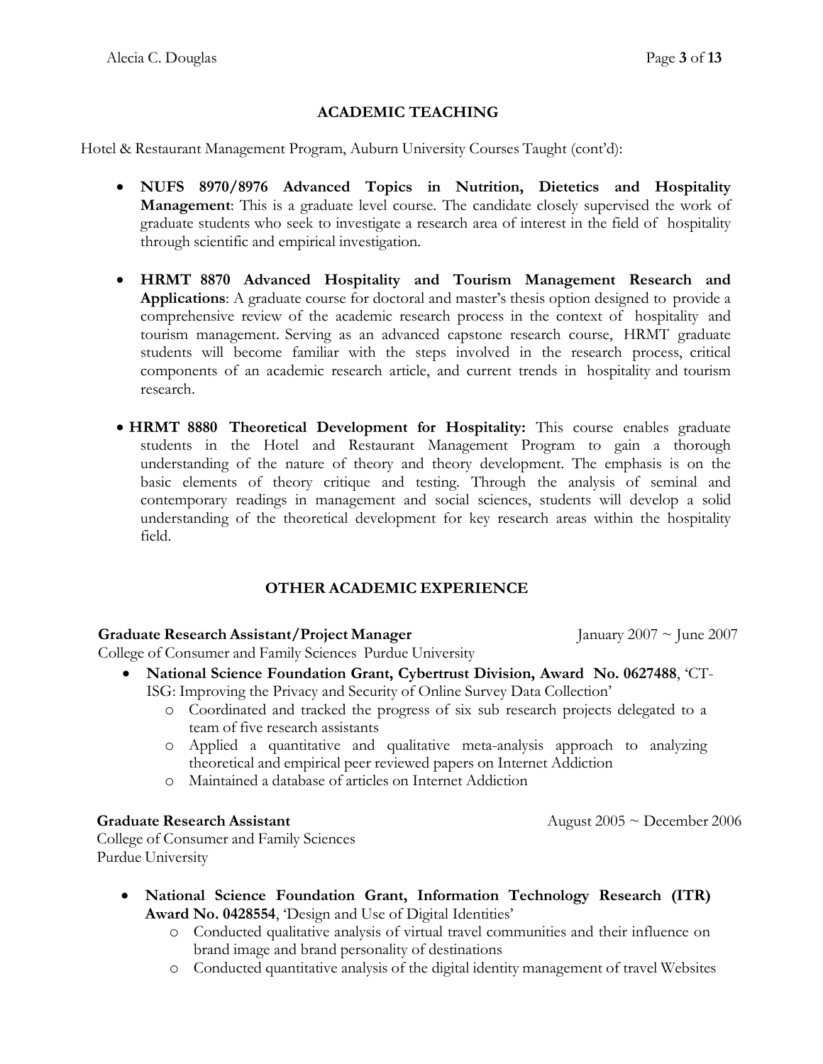## ACADEMIC TEACHING

Hotel & Restaurant Management Program, Auburn University Courses Taught (cont'd):

- **NUFS 8970/8976 Advanced Topics in Nutrition, Dietetics and Hospitality Management**: This is a graduate level course. The candidate closely supervised the work of graduate students who seek to investigate a research area of interest in the field of hospitality through scientific and empirical investigation.

- **HRMT 8870 Advanced Hospitality and Tourism Management Research and Applications**: A graduate course for doctoral and master's thesis option designed to provide a comprehensive review of the academic research process in the context of hospitality and tourism management. Serving as an advanced capstone research course, HRMT graduate students will become familiar with the steps involved in the research process, critical components of an academic research article, and current trends in hospitality and tourism research.

- **HRMT 8880 Theoretical Development for Hospitality:** This course enables graduate students in the Hotel and Restaurant Management Program to gain a thorough understanding of the nature of theory and theory development. The emphasis is on the basic elements of theory critique and testing. Through the analysis of seminal and contemporary readings in management and social sciences, students will develop a solid understanding of the theoretical development for key research areas within the hospitality field.

## OTHER ACADEMIC EXPERIENCE

**Graduate Research Assistant/Project Manager** — January 2007 ~ June 2007
College of Consumer and Family Sciences Purdue University

- **National Science Foundation Grant, Cybertrust Division, Award No. 0627488**, 'CT-ISG: Improving the Privacy and Security of Online Survey Data Collection'
  - Coordinated and tracked the progress of six sub research projects delegated to a team of five research assistants
  - Applied a quantitative and qualitative meta-analysis approach to analyzing theoretical and empirical peer reviewed papers on Internet Addiction
  - Maintained a database of articles on Internet Addiction

**Graduate Research Assistant** — August 2005 ~ December 2006
College of Consumer and Family Sciences
Purdue University

- **National Science Foundation Grant, Information Technology Research (ITR) Award No. 0428554**, 'Design and Use of Digital Identities'
  - Conducted qualitative analysis of virtual travel communities and their influence on brand image and brand personality of destinations
  - Conducted quantitative analysis of the digital identity management of travel Websites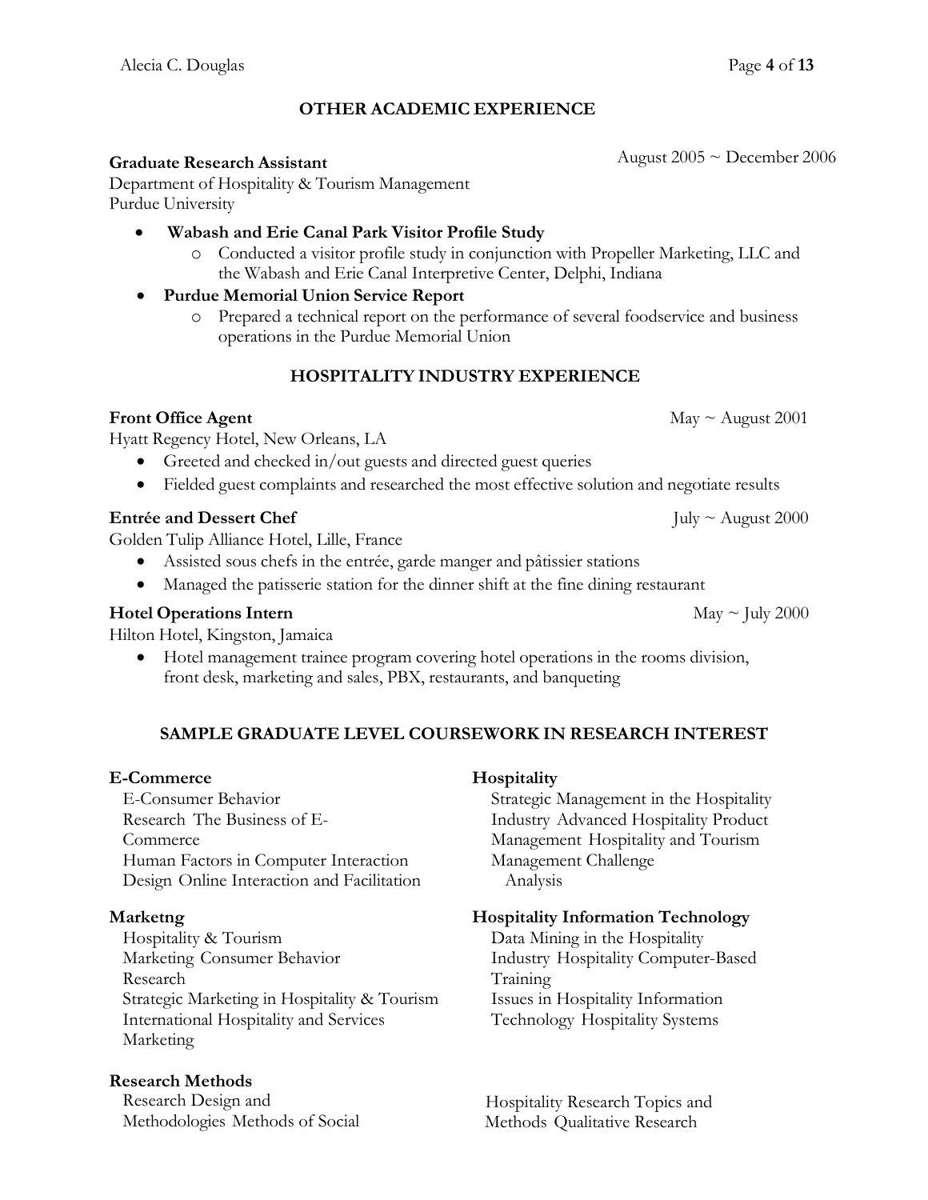## OTHER ACADEMIC EXPERIENCE

**Graduate Research Assistant** August 2005 ~ December 2006
Department of Hospitality & Tourism Management
Purdue University

- **Wabash and Erie Canal Park Visitor Profile Study**
  - Conducted a visitor profile study in conjunction with Propeller Marketing, LLC and the Wabash and Erie Canal Interpretive Center, Delphi, Indiana
- **Purdue Memorial Union Service Report**
  - Prepared a technical report on the performance of several foodservice and business operations in the Purdue Memorial Union

## HOSPITALITY INDUSTRY EXPERIENCE

**Front Office Agent** May ~ August 2001
Hyatt Regency Hotel, New Orleans, LA

- Greeted and checked in/out guests and directed guest queries
- Fielded guest complaints and researched the most effective solution and negotiate results

**Entrée and Dessert Chef** July ~ August 2000
Golden Tulip Alliance Hotel, Lille, France

- Assisted sous chefs in the entrée, garde manger and pâtissier stations
- Managed the patisserie station for the dinner shift at the fine dining restaurant

**Hotel Operations Intern** May ~ July 2000
Hilton Hotel, Kingston, Jamaica

- Hotel management trainee program covering hotel operations in the rooms division, front desk, marketing and sales, PBX, restaurants, and banqueting

## SAMPLE GRADUATE LEVEL COURSEWORK IN RESEARCH INTEREST

**E-Commerce**
E-Consumer Behavior Research
The Business of E-Commerce
Human Factors in Computer Interaction Design
Online Interaction and Facilitation

**Hospitality**
Strategic Management in the Hospitality Industry
Advanced Hospitality Product Management
Hospitality and Tourism Management Challenge Analysis

**Marketng**
Hospitality & Tourism Marketing
Consumer Behavior Research
Strategic Marketing in Hospitality & Tourism
International Hospitality and Services Marketing

**Hospitality Information Technology**
Data Mining in the Hospitality Industry
Hospitality Computer-Based Training
Issues in Hospitality Information Technology
Hospitality Systems

**Research Methods**
Research Design and Methodologies
Methods of Social
Hospitality Research Topics and Methods
Qualitative Research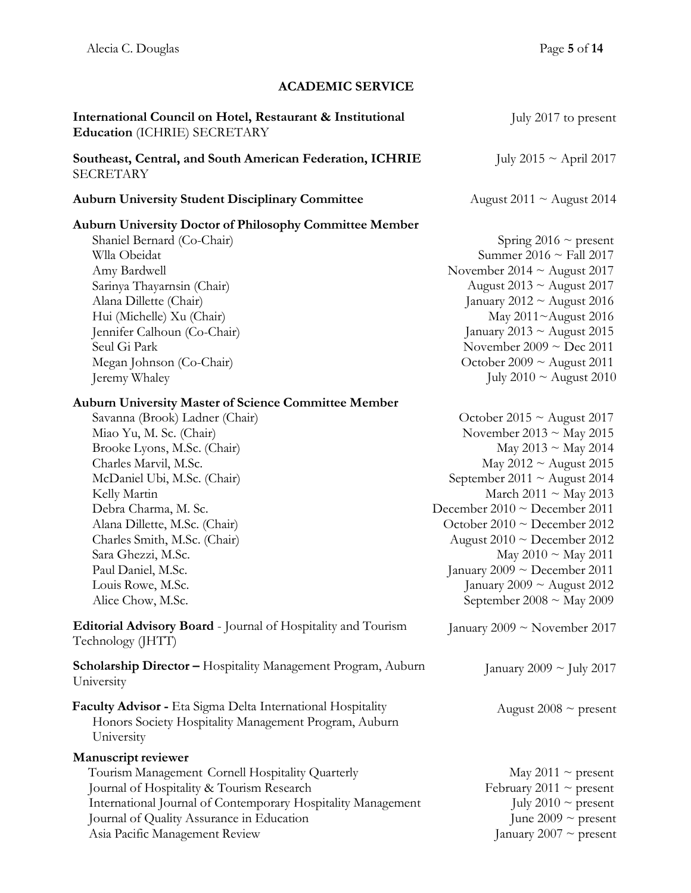## ACADEMIC SERVICE

**International Council on Hotel, Restaurant & Institutional Education** (ICHRIE) SECRETARY — July 2017 to present

**Southeast, Central, and South American Federation, ICHRIE** SECRETARY — July 2015 ~ April 2017

**Auburn University Student Disciplinary Committee** — August 2011 ~ August 2014

**Auburn University Doctor of Philosophy Committee Member**

| Name | Dates |
|---|---|
| Shaniel Bernard (Co-Chair) | Spring 2016 ~ present |
| Wlla Obeidat | Summer 2016 ~ Fall 2017 |
| Amy Bardwell | November 2014 ~ August 2017 |
| Sarinya Thayarnsin (Chair) | August 2013 ~ August 2017 |
| Alana Dillette (Chair) | January 2012 ~ August 2016 |
| Hui (Michelle) Xu (Chair) | May 2011~August 2016 |
| Jennifer Calhoun (Co-Chair) | January 2013 ~ August 2015 |
| Seul Gi Park | November 2009 ~ Dec 2011 |
| Megan Johnson (Co-Chair) | October 2009 ~ August 2011 |
| Jeremy Whaley | July 2010 ~ August 2010 |

**Auburn University Master of Science Committee Member**

| Name | Dates |
|---|---|
| Savanna (Brook) Ladner (Chair) | October 2015 ~ August 2017 |
| Miao Yu, M. Sc. (Chair) | November 2013 ~ May 2015 |
| Brooke Lyons, M.Sc. (Chair) | May 2013 ~ May 2014 |
| Charles Marvil, M.Sc. | May 2012 ~ August 2015 |
| McDaniel Ubi, M.Sc. (Chair) | September 2011 ~ August 2014 |
| Kelly Martin | March 2011 ~ May 2013 |
| Debra Charma, M. Sc. | December 2010 ~ December 2011 |
| Alana Dillette, M.Sc. (Chair) | October 2010 ~ December 2012 |
| Charles Smith, M.Sc. (Chair) | August 2010 ~ December 2012 |
| Sara Ghezzi, M.Sc. | May 2010 ~ May 2011 |
| Paul Daniel, M.Sc. | January 2009 ~ December 2011 |
| Louis Rowe, M.Sc. | January 2009 ~ August 2012 |
| Alice Chow, M.Sc. | September 2008 ~ May 2009 |

**Editorial Advisory Board** - Journal of Hospitality and Tourism Technology (JHTT) — January 2009 ~ November 2017

**Scholarship Director –** Hospitality Management Program, Auburn University — January 2009 ~ July 2017

**Faculty Advisor -** Eta Sigma Delta International Hospitality Honors Society Hospitality Management Program, Auburn University — August 2008 ~ present

**Manuscript reviewer**

| Journal | Dates |
|---|---|
| Tourism Management Cornell Hospitality Quarterly | May 2011 ~ present |
| Journal of Hospitality & Tourism Research | February 2011 ~ present |
| International Journal of Contemporary Hospitality Management | July 2010 ~ present |
| Journal of Quality Assurance in Education | June 2009 ~ present |
| Asia Pacific Management Review | January 2007 ~ present |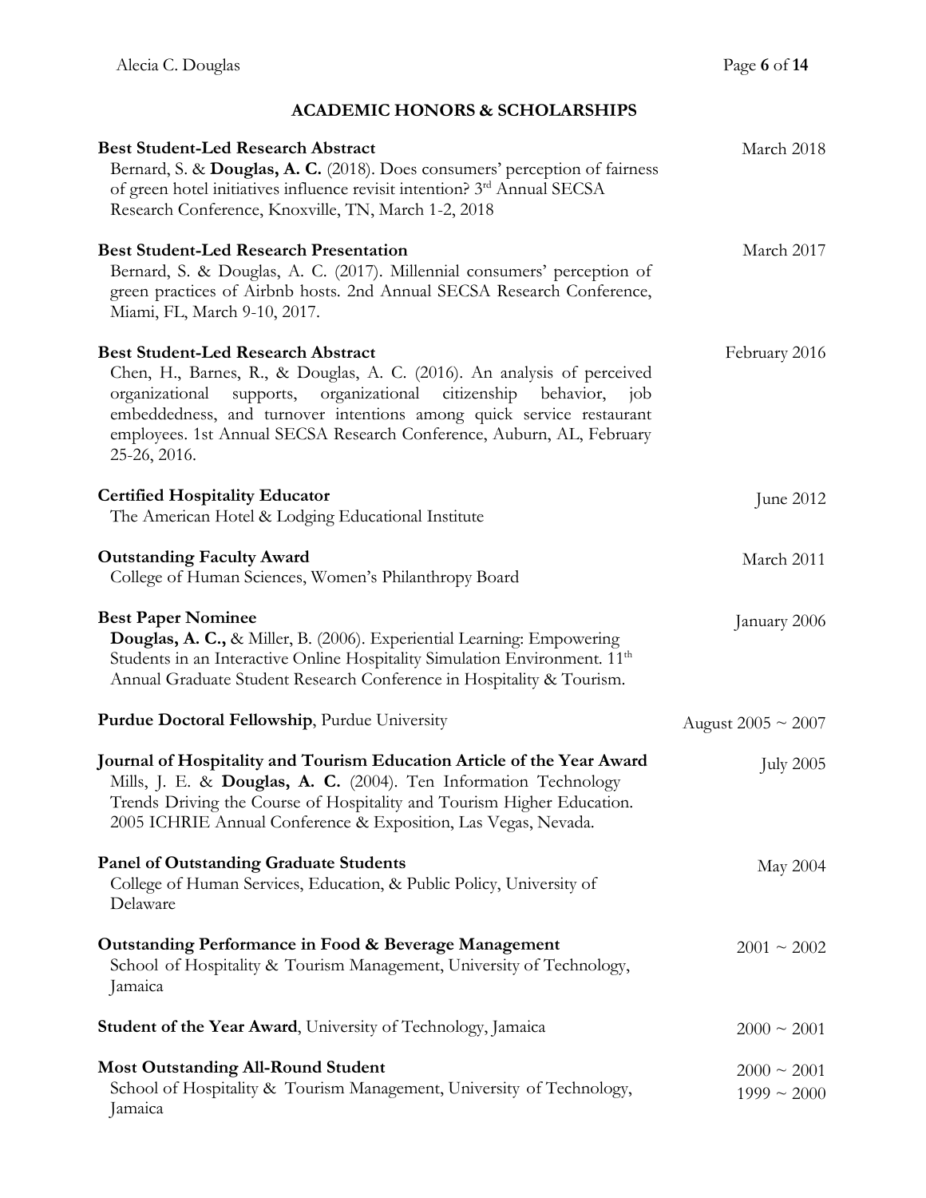## ACADEMIC HONORS & SCHOLARSHIPS

**Best Student-Led Research Abstract** — March 2018
Bernard, S. & **Douglas, A. C.** (2018). Does consumers' perception of fairness of green hotel initiatives influence revisit intention? 3rd Annual SECSA Research Conference, Knoxville, TN, March 1-2, 2018

**Best Student-Led Research Presentation** — March 2017
Bernard, S. & Douglas, A. C. (2017). Millennial consumers' perception of green practices of Airbnb hosts. 2nd Annual SECSA Research Conference, Miami, FL, March 9-10, 2017.

**Best Student-Led Research Abstract** — February 2016
Chen, H., Barnes, R., & Douglas, A. C. (2016). An analysis of perceived organizational supports, organizational citizenship behavior, job embeddedness, and turnover intentions among quick service restaurant employees. 1st Annual SECSA Research Conference, Auburn, AL, February 25-26, 2016.

**Certified Hospitality Educator** — June 2012
The American Hotel & Lodging Educational Institute

**Outstanding Faculty Award** — March 2011
College of Human Sciences, Women's Philanthropy Board

**Best Paper Nominee** — January 2006
**Douglas, A. C.,** & Miller, B. (2006). Experiential Learning: Empowering Students in an Interactive Online Hospitality Simulation Environment. 11th Annual Graduate Student Research Conference in Hospitality & Tourism.

**Purdue Doctoral Fellowship**, Purdue University — August 2005 ~ 2007

**Journal of Hospitality and Tourism Education Article of the Year Award** — July 2005
Mills, J. E. & **Douglas, A. C.** (2004). Ten Information Technology Trends Driving the Course of Hospitality and Tourism Higher Education. 2005 ICHRIE Annual Conference & Exposition, Las Vegas, Nevada.

**Panel of Outstanding Graduate Students** — May 2004
College of Human Services, Education, & Public Policy, University of Delaware

**Outstanding Performance in Food & Beverage Management** — 2001 ~ 2002
School of Hospitality & Tourism Management, University of Technology, Jamaica

**Student of the Year Award**, University of Technology, Jamaica — 2000 ~ 2001

**Most Outstanding All-Round Student** — 2000 ~ 2001, 1999 ~ 2000
School of Hospitality & Tourism Management, University of Technology, Jamaica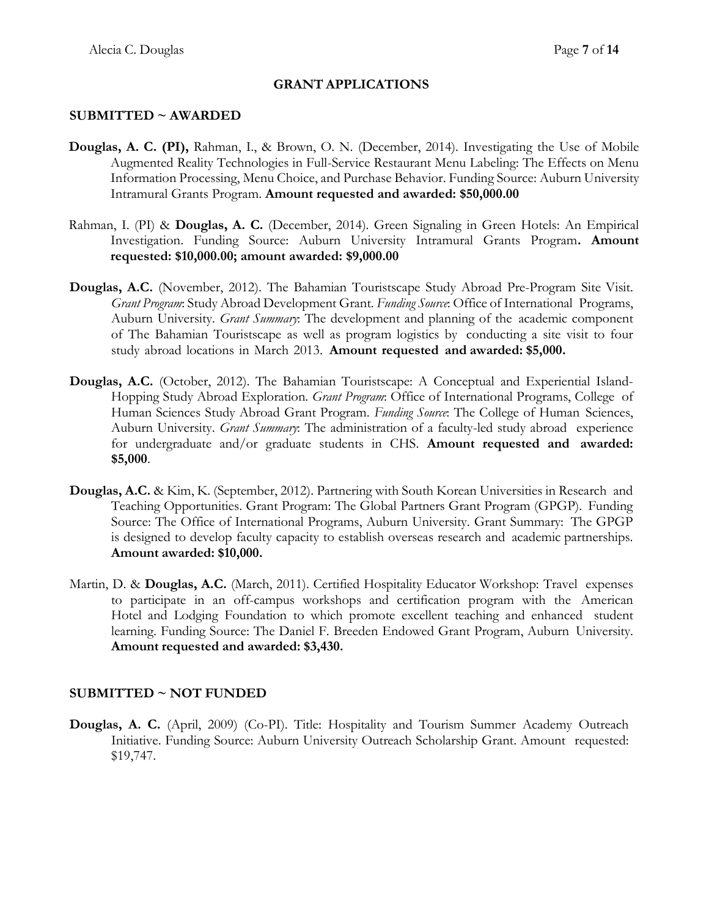## GRANT APPLICATIONS

### SUBMITTED ~ AWARDED

**Douglas, A. C. (PI),** Rahman, I., & Brown, O. N. (December, 2014). Investigating the Use of Mobile Augmented Reality Technologies in Full-Service Restaurant Menu Labeling: The Effects on Menu Information Processing, Menu Choice, and Purchase Behavior. Funding Source: Auburn University Intramural Grants Program. **Amount requested and awarded: $50,000.00**

Rahman, I. (PI) & **Douglas, A. C.** (December, 2014). Green Signaling in Green Hotels: An Empirical Investigation. Funding Source: Auburn University Intramural Grants Program**. Amount requested: $10,000.00; amount awarded: $9,000.00**

**Douglas, A.C.** (November, 2012). The Bahamian Touristscape Study Abroad Pre-Program Site Visit. *Grant Program*: Study Abroad Development Grant. *Funding Source*: Office of International Programs, Auburn University. *Grant Summary*: The development and planning of the academic component of The Bahamian Touristscape as well as program logistics by conducting a site visit to four study abroad locations in March 2013. **Amount requested and awarded: $5,000.**

**Douglas, A.C.** (October, 2012). The Bahamian Touristscape: A Conceptual and Experiential Island-Hopping Study Abroad Exploration. *Grant Program*: Office of International Programs, College of Human Sciences Study Abroad Grant Program. *Funding Source*: The College of Human Sciences, Auburn University. *Grant Summary*: The administration of a faculty-led study abroad experience for undergraduate and/or graduate students in CHS. **Amount requested and awarded: $5,000**.

**Douglas, A.C.** & Kim, K. (September, 2012). Partnering with South Korean Universities in Research and Teaching Opportunities. Grant Program: The Global Partners Grant Program (GPGP). Funding Source: The Office of International Programs, Auburn University. Grant Summary: The GPGP is designed to develop faculty capacity to establish overseas research and academic partnerships. **Amount awarded: $10,000.**

Martin, D. & **Douglas, A.C.** (March, 2011). Certified Hospitality Educator Workshop: Travel expenses to participate in an off-campus workshops and certification program with the American Hotel and Lodging Foundation to which promote excellent teaching and enhanced student learning. Funding Source: The Daniel F. Breeden Endowed Grant Program, Auburn University. **Amount requested and awarded: $3,430.**

### SUBMITTED ~ NOT FUNDED

**Douglas, A. C.** (April, 2009) (Co-PI). Title: Hospitality and Tourism Summer Academy Outreach Initiative. Funding Source: Auburn University Outreach Scholarship Grant. Amount requested: $19,747.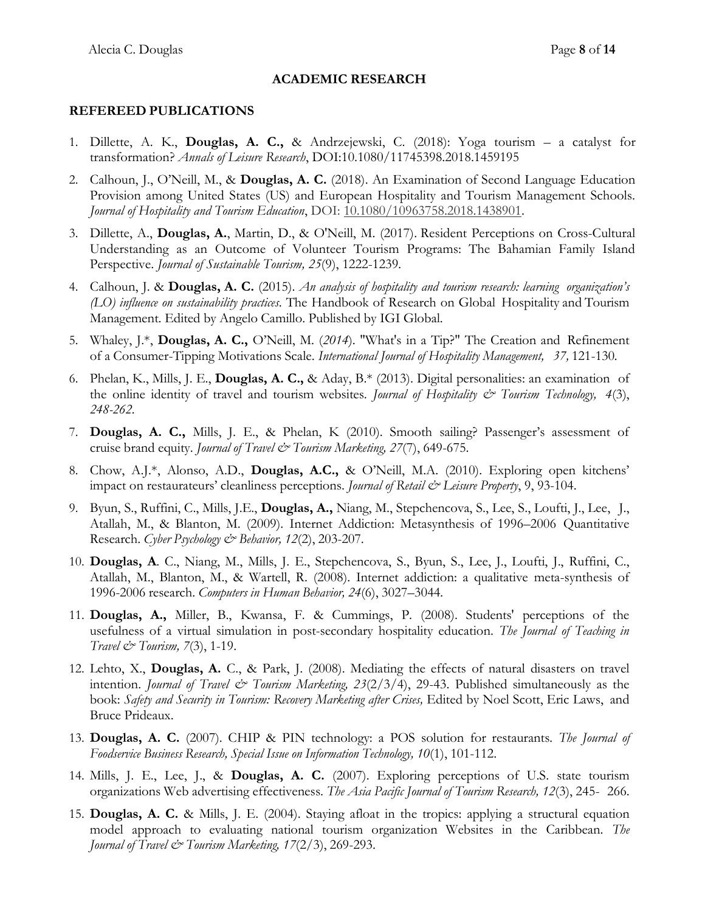## ACADEMIC RESEARCH

### REFEREED PUBLICATIONS

1. Dillette, A. K., **Douglas, A. C.,** & Andrzejewski, C. (2018): Yoga tourism – a catalyst for transformation? *Annals of Leisure Research*, DOI:10.1080/11745398.2018.1459195

2. Calhoun, J., O'Neill, M., & **Douglas, A. C.** (2018). An Examination of Second Language Education Provision among United States (US) and European Hospitality and Tourism Management Schools. *Journal of Hospitality and Tourism Education*, DOI: 10.1080/10963758.2018.1438901.

3. Dillette, A., **Douglas, A.**, Martin, D., & O'Neill, M. (2017). Resident Perceptions on Cross-Cultural Understanding as an Outcome of Volunteer Tourism Programs: The Bahamian Family Island Perspective. *Journal of Sustainable Tourism, 25*(9), 1222-1239.

4. Calhoun, J. & **Douglas, A. C.** (2015). *An analysis of hospitality and tourism research: learning organization's (LO) influence on sustainability practices.* The Handbook of Research on Global Hospitality and Tourism Management. Edited by Angelo Camillo. Published by IGI Global.

5. Whaley, J.*, **Douglas, A. C.,** O'Neill, M. (*2014*). "What's in a Tip?" The Creation and Refinement of a Consumer-Tipping Motivations Scale. *International Journal of Hospitality Management, 37,* 121-130.

6. Phelan, K., Mills, J. E., **Douglas, A. C.,** & Aday, B.* (2013). Digital personalities: an examination of the online identity of travel and tourism websites. *Journal of Hospitality & Tourism Technology, 4*(3), *248-262*.

7. **Douglas, A. C.,** Mills, J. E., & Phelan, K (2010). Smooth sailing? Passenger's assessment of cruise brand equity. *Journal of Travel & Tourism Marketing, 27*(7), 649-675.

8. Chow, A.J.*, Alonso, A.D., **Douglas, A.C.,** & O'Neill, M.A. (2010). Exploring open kitchens' impact on restaurateurs' cleanliness perceptions. *Journal of Retail & Leisure Property*, 9, 93-104.

9. Byun, S., Ruffini, C., Mills, J.E., **Douglas, A.,** Niang, M., Stepchencova, S., Lee, S., Loufti, J., Lee, J., Atallah, M., & Blanton, M. (2009). Internet Addiction: Metasynthesis of 1996–2006 Quantitative Research. *Cyber Psychology & Behavior, 12*(2), 203-207.

10. **Douglas, A**. C., Niang, M., Mills, J. E., Stepchencova, S., Byun, S., Lee, J., Loufti, J., Ruffini, C., Atallah, M., Blanton, M., & Wartell, R. (2008). Internet addiction: a qualitative meta-synthesis of 1996-2006 research. *Computers in Human Behavior, 24*(6), 3027–3044.

11. **Douglas, A.,** Miller, B., Kwansa, F. & Cummings, P. (2008). Students' perceptions of the usefulness of a virtual simulation in post-secondary hospitality education. *The Journal of Teaching in Travel & Tourism, 7*(3), 1-19.

12. Lehto, X., **Douglas, A.** C., & Park, J. (2008). Mediating the effects of natural disasters on travel intention. *Journal of Travel & Tourism Marketing, 23*(2/3/4), 29-43. Published simultaneously as the book: *Safety and Security in Tourism: Recovery Marketing after Crises,* Edited by Noel Scott, Eric Laws, and Bruce Prideaux.

13. **Douglas, A. C.** (2007). CHIP & PIN technology: a POS solution for restaurants. *The Journal of Foodservice Business Research, Special Issue on Information Technology, 10*(1), 101-112.

14. Mills, J. E., Lee, J., & **Douglas, A. C.** (2007). Exploring perceptions of U.S. state tourism organizations Web advertising effectiveness. *The Asia Pacific Journal of Tourism Research, 12*(3), 245- 266.

15. **Douglas, A. C.** & Mills, J. E. (2004). Staying afloat in the tropics: applying a structural equation model approach to evaluating national tourism organization Websites in the Caribbean. *The Journal of Travel & Tourism Marketing, 17*(2/3), 269-293.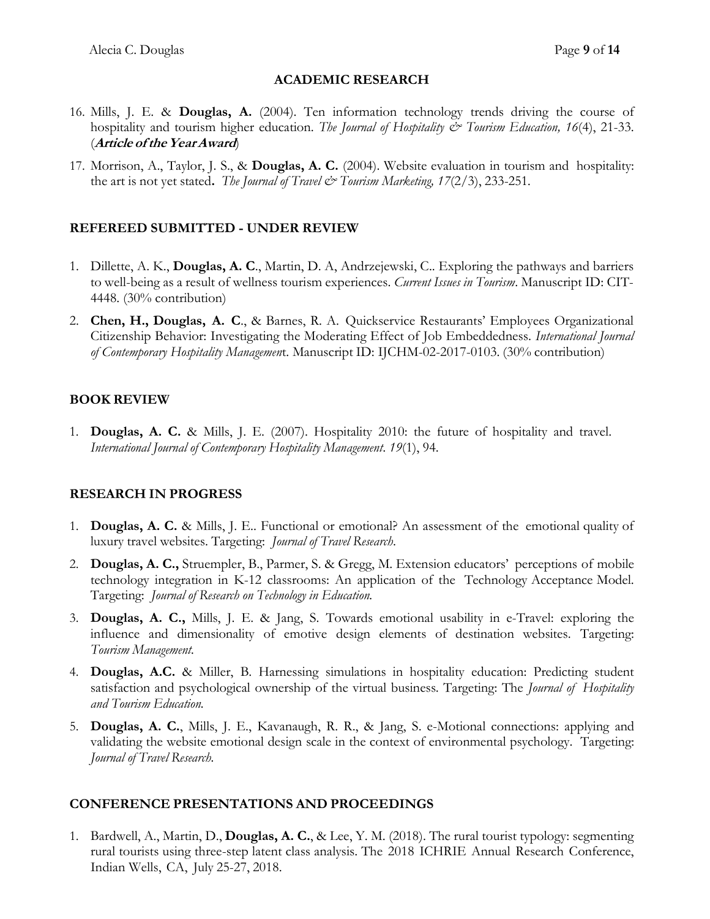## ACADEMIC RESEARCH

16. Mills, J. E. & **Douglas, A.** (2004). Ten information technology trends driving the course of hospitality and tourism higher education. *The Journal of Hospitality & Tourism Education, 16*(4), 21-33. (***Article of the Year Award***)
17. Morrison, A., Taylor, J. S., & **Douglas, A. C.** (2004). Website evaluation in tourism and hospitality: the art is not yet stated**.** *The Journal of Travel & Tourism Marketing, 17*(2/3), 233-251.

## REFEREED SUBMITTED - UNDER REVIEW

1. Dillette, A. K., **Douglas, A. C**., Martin, D. A, Andrzejewski, C.. Exploring the pathways and barriers to well-being as a result of wellness tourism experiences. *Current Issues in Tourism*. Manuscript ID: CIT-4448. (30% contribution)
2. **Chen, H., Douglas, A. C**., & Barnes, R. A. Quickservice Restaurants' Employees Organizational Citizenship Behavior: Investigating the Moderating Effect of Job Embeddedness. *International Journal of Contemporary Hospitality Managemen*t. Manuscript ID: IJCHM-02-2017-0103. (30% contribution)

## BOOK REVIEW

1. **Douglas, A. C.** & Mills, J. E. (2007). Hospitality 2010: the future of hospitality and travel. *International Journal of Contemporary Hospitality Management*. *19*(1), 94.

## RESEARCH IN PROGRESS

1. **Douglas, A. C.** & Mills, J. E.. Functional or emotional? An assessment of the emotional quality of luxury travel websites. Targeting: *Journal of Travel Research*.
2. **Douglas, A. C.,** Struempler, B., Parmer, S. & Gregg, M. Extension educators' perceptions of mobile technology integration in K-12 classrooms: An application of the Technology Acceptance Model. Targeting: *Journal of Research on Technology in Education.*
3. **Douglas, A. C.,** Mills, J. E. & Jang, S. Towards emotional usability in e-Travel: exploring the influence and dimensionality of emotive design elements of destination websites. Targeting: *Tourism Management.*
4. **Douglas, A.C.** & Miller, B. Harnessing simulations in hospitality education: Predicting student satisfaction and psychological ownership of the virtual business. Targeting: The *Journal of Hospitality and Tourism Education.*
5. **Douglas, A. C.**, Mills, J. E., Kavanaugh, R. R., & Jang, S. e-Motional connections: applying and validating the website emotional design scale in the context of environmental psychology. Targeting: *Journal of Travel Research.*

## CONFERENCE PRESENTATIONS AND PROCEEDINGS

1. Bardwell, A., Martin, D., **Douglas, A. C.**, & Lee, Y. M. (2018). The rural tourist typology: segmenting rural tourists using three-step latent class analysis. The 2018 ICHRIE Annual Research Conference, Indian Wells, CA, July 25-27, 2018.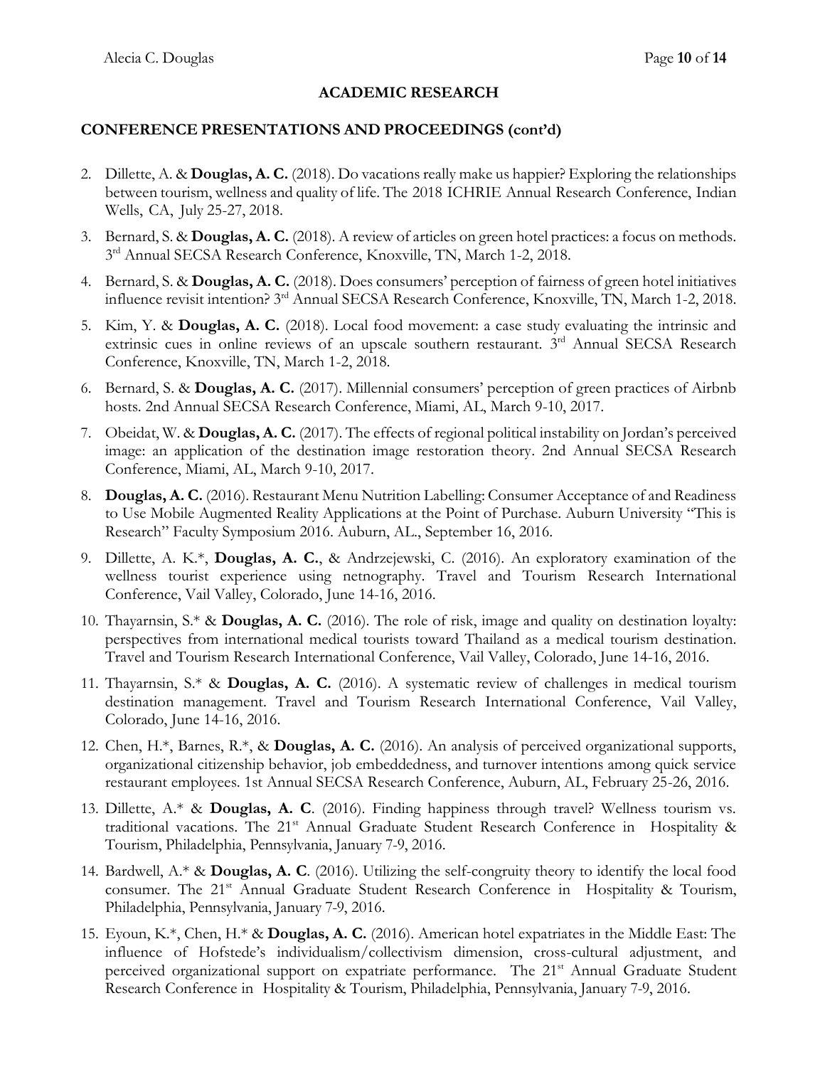## ACADEMIC RESEARCH

### CONFERENCE PRESENTATIONS AND PROCEEDINGS (cont'd)

2. Dillette, A. & **Douglas, A. C.** (2018). Do vacations really make us happier? Exploring the relationships between tourism, wellness and quality of life. The 2018 ICHRIE Annual Research Conference, Indian Wells, CA, July 25-27, 2018.
3. Bernard, S. & **Douglas, A. C.** (2018). A review of articles on green hotel practices: a focus on methods. 3rd Annual SECSA Research Conference, Knoxville, TN, March 1-2, 2018.
4. Bernard, S. & **Douglas, A. C.** (2018). Does consumers' perception of fairness of green hotel initiatives influence revisit intention? 3rd Annual SECSA Research Conference, Knoxville, TN, March 1-2, 2018.
5. Kim, Y. & **Douglas, A. C.** (2018). Local food movement: a case study evaluating the intrinsic and extrinsic cues in online reviews of an upscale southern restaurant. 3rd Annual SECSA Research Conference, Knoxville, TN, March 1-2, 2018.
6. Bernard, S. & **Douglas, A. C.** (2017). Millennial consumers' perception of green practices of Airbnb hosts. 2nd Annual SECSA Research Conference, Miami, AL, March 9-10, 2017.
7. Obeidat, W. & **Douglas, A. C.** (2017). The effects of regional political instability on Jordan's perceived image: an application of the destination image restoration theory. 2nd Annual SECSA Research Conference, Miami, AL, March 9-10, 2017.
8. **Douglas, A. C.** (2016). Restaurant Menu Nutrition Labelling: Consumer Acceptance of and Readiness to Use Mobile Augmented Reality Applications at the Point of Purchase. Auburn University "This is Research" Faculty Symposium 2016. Auburn, AL., September 16, 2016.
9. Dillette, A. K.*, **Douglas, A. C.**, & Andrzejewski, C. (2016). An exploratory examination of the wellness tourist experience using netnography. Travel and Tourism Research International Conference, Vail Valley, Colorado, June 14-16, 2016.
10. Thayarnsin, S.* & **Douglas, A. C.** (2016). The role of risk, image and quality on destination loyalty: perspectives from international medical tourists toward Thailand as a medical tourism destination. Travel and Tourism Research International Conference, Vail Valley, Colorado, June 14-16, 2016.
11. Thayarnsin, S.* & **Douglas, A. C.** (2016). A systematic review of challenges in medical tourism destination management. Travel and Tourism Research International Conference, Vail Valley, Colorado, June 14-16, 2016.
12. Chen, H.*, Barnes, R.*, & **Douglas, A. C.** (2016). An analysis of perceived organizational supports, organizational citizenship behavior, job embeddedness, and turnover intentions among quick service restaurant employees. 1st Annual SECSA Research Conference, Auburn, AL, February 25-26, 2016.
13. Dillette, A.* & **Douglas, A. C**. (2016). Finding happiness through travel? Wellness tourism vs. traditional vacations. The 21st Annual Graduate Student Research Conference in Hospitality & Tourism, Philadelphia, Pennsylvania, January 7-9, 2016.
14. Bardwell, A.* & **Douglas, A. C**. (2016). Utilizing the self-congruity theory to identify the local food consumer. The 21st Annual Graduate Student Research Conference in Hospitality & Tourism, Philadelphia, Pennsylvania, January 7-9, 2016.
15. Eyoun, K.*, Chen, H.* & **Douglas, A. C.** (2016). American hotel expatriates in the Middle East: The influence of Hofstede's individualism/collectivism dimension, cross-cultural adjustment, and perceived organizational support on expatriate performance. The 21st Annual Graduate Student Research Conference in Hospitality & Tourism, Philadelphia, Pennsylvania, January 7-9, 2016.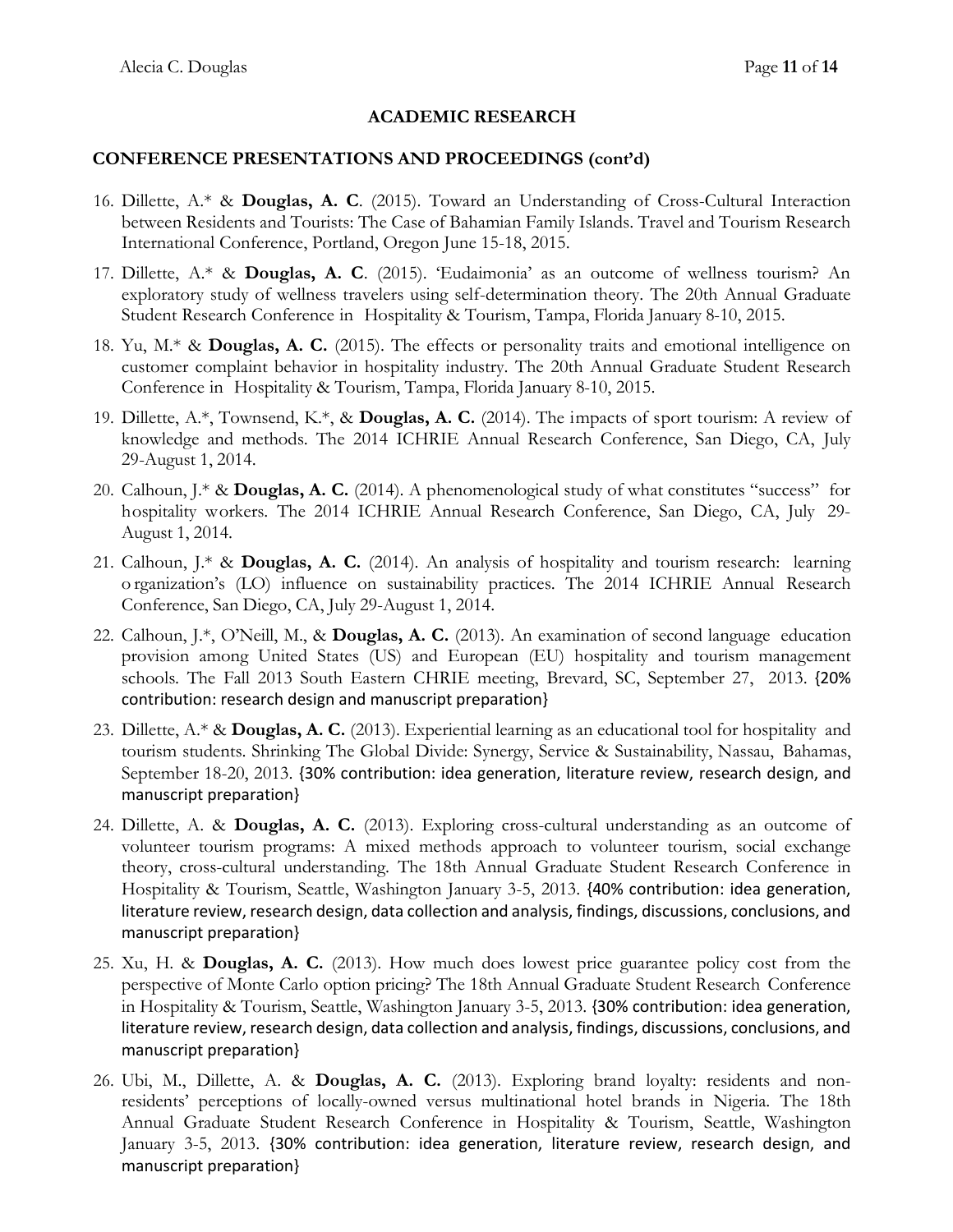## ACADEMIC RESEARCH

### CONFERENCE PRESENTATIONS AND PROCEEDINGS (cont'd)

16. Dillette, A.* & **Douglas, A. C**. (2015). Toward an Understanding of Cross-Cultural Interaction between Residents and Tourists: The Case of Bahamian Family Islands. Travel and Tourism Research International Conference, Portland, Oregon June 15-18, 2015.
17. Dillette, A.* & **Douglas, A. C**. (2015). 'Eudaimonia' as an outcome of wellness tourism? An exploratory study of wellness travelers using self-determination theory. The 20th Annual Graduate Student Research Conference in Hospitality & Tourism, Tampa, Florida January 8-10, 2015.
18. Yu, M.* & **Douglas, A. C.** (2015). The effects or personality traits and emotional intelligence on customer complaint behavior in hospitality industry. The 20th Annual Graduate Student Research Conference in Hospitality & Tourism, Tampa, Florida January 8-10, 2015.
19. Dillette, A.*, Townsend, K.*, & **Douglas, A. C.** (2014). The impacts of sport tourism: A review of knowledge and methods. The 2014 ICHRIE Annual Research Conference, San Diego, CA, July 29-August 1, 2014.
20. Calhoun, J.* & **Douglas, A. C.** (2014). A phenomenological study of what constitutes "success" for hospitality workers. The 2014 ICHRIE Annual Research Conference, San Diego, CA, July 29-August 1, 2014.
21. Calhoun, J.* & **Douglas, A. C.** (2014). An analysis of hospitality and tourism research: learning organization's (LO) influence on sustainability practices. The 2014 ICHRIE Annual Research Conference, San Diego, CA, July 29-August 1, 2014.
22. Calhoun, J.*, O'Neill, M., & **Douglas, A. C.** (2013). An examination of second language education provision among United States (US) and European (EU) hospitality and tourism management schools. The Fall 2013 South Eastern CHRIE meeting, Brevard, SC, September 27, 2013. {20% contribution: research design and manuscript preparation}
23. Dillette, A.* & **Douglas, A. C.** (2013). Experiential learning as an educational tool for hospitality and tourism students. Shrinking The Global Divide: Synergy, Service & Sustainability, Nassau, Bahamas, September 18-20, 2013. {30% contribution: idea generation, literature review, research design, and manuscript preparation}
24. Dillette, A. & **Douglas, A. C.** (2013). Exploring cross-cultural understanding as an outcome of volunteer tourism programs: A mixed methods approach to volunteer tourism, social exchange theory, cross-cultural understanding. The 18th Annual Graduate Student Research Conference in Hospitality & Tourism, Seattle, Washington January 3-5, 2013. {40% contribution: idea generation, literature review, research design, data collection and analysis, findings, discussions, conclusions, and manuscript preparation}
25. Xu, H. & **Douglas, A. C.** (2013). How much does lowest price guarantee policy cost from the perspective of Monte Carlo option pricing? The 18th Annual Graduate Student Research Conference in Hospitality & Tourism, Seattle, Washington January 3-5, 2013. {30% contribution: idea generation, literature review, research design, data collection and analysis, findings, discussions, conclusions, and manuscript preparation}
26. Ubi, M., Dillette, A. & **Douglas, A. C.** (2013). Exploring brand loyalty: residents and non-residents' perceptions of locally-owned versus multinational hotel brands in Nigeria. The 18th Annual Graduate Student Research Conference in Hospitality & Tourism, Seattle, Washington January 3-5, 2013. {30% contribution: idea generation, literature review, research design, and manuscript preparation}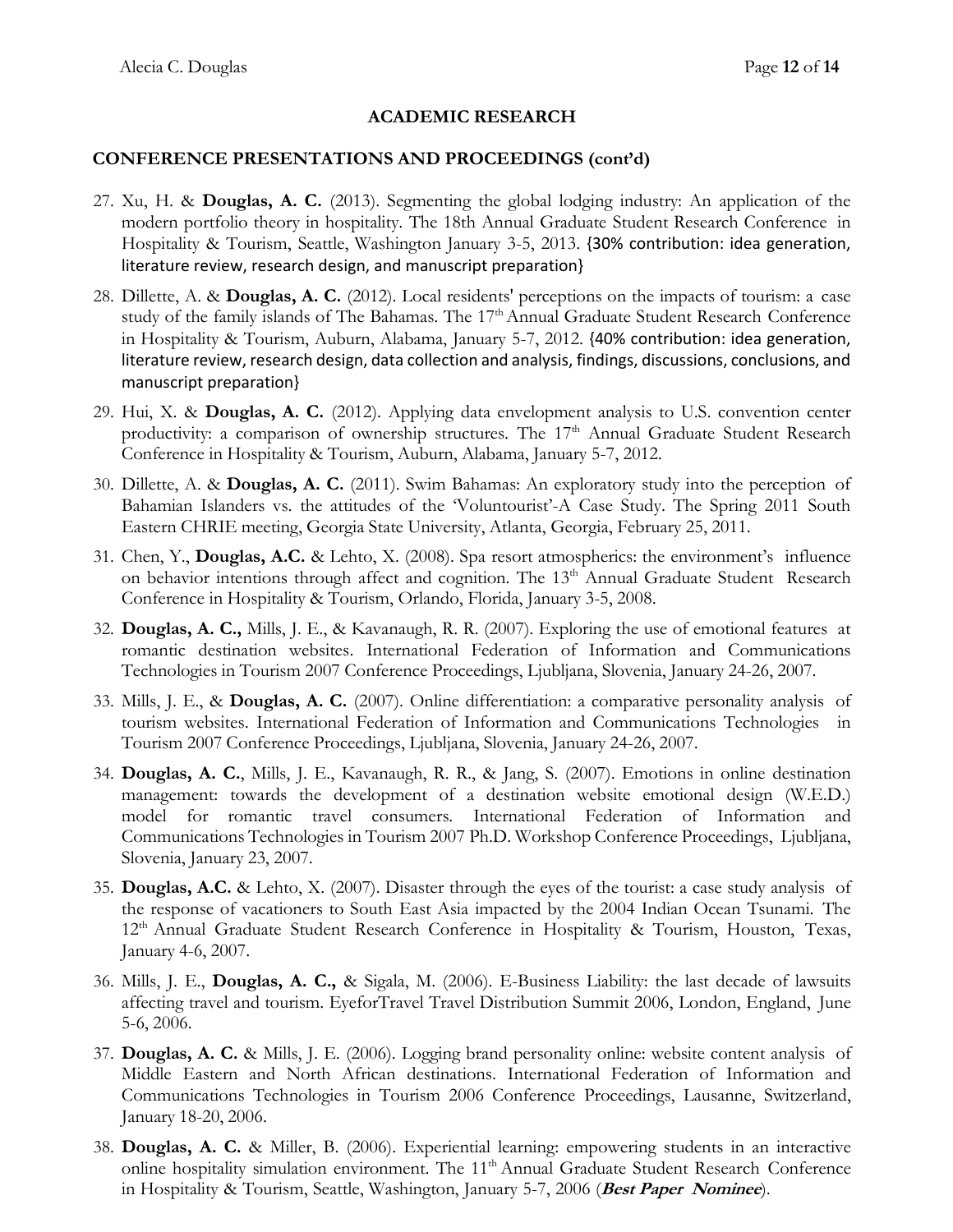## ACADEMIC RESEARCH

### CONFERENCE PRESENTATIONS AND PROCEEDINGS (cont'd)

27. Xu, H. & **Douglas, A. C.** (2013). Segmenting the global lodging industry: An application of the modern portfolio theory in hospitality. The 18th Annual Graduate Student Research Conference in Hospitality & Tourism, Seattle, Washington January 3-5, 2013. {30% contribution: idea generation, literature review, research design, and manuscript preparation}
28. Dillette, A. & **Douglas, A. C.** (2012). Local residents' perceptions on the impacts of tourism: a case study of the family islands of The Bahamas. The 17th Annual Graduate Student Research Conference in Hospitality & Tourism, Auburn, Alabama, January 5-7, 2012. {40% contribution: idea generation, literature review, research design, data collection and analysis, findings, discussions, conclusions, and manuscript preparation}
29. Hui, X. & **Douglas, A. C.** (2012). Applying data envelopment analysis to U.S. convention center productivity: a comparison of ownership structures. The 17th Annual Graduate Student Research Conference in Hospitality & Tourism, Auburn, Alabama, January 5-7, 2012.
30. Dillette, A. & **Douglas, A. C.** (2011). Swim Bahamas: An exploratory study into the perception of Bahamian Islanders vs. the attitudes of the 'Voluntourist'-A Case Study. The Spring 2011 South Eastern CHRIE meeting, Georgia State University, Atlanta, Georgia, February 25, 2011.
31. Chen, Y., **Douglas, A.C.** & Lehto, X. (2008). Spa resort atmospherics: the environment's influence on behavior intentions through affect and cognition. The 13th Annual Graduate Student Research Conference in Hospitality & Tourism, Orlando, Florida, January 3-5, 2008.
32. **Douglas, A. C.,** Mills, J. E., & Kavanaugh, R. R. (2007). Exploring the use of emotional features at romantic destination websites. International Federation of Information and Communications Technologies in Tourism 2007 Conference Proceedings, Ljubljana, Slovenia, January 24-26, 2007.
33. Mills, J. E., & **Douglas, A. C.** (2007). Online differentiation: a comparative personality analysis of tourism websites. International Federation of Information and Communications Technologies in Tourism 2007 Conference Proceedings, Ljubljana, Slovenia, January 24-26, 2007.
34. **Douglas, A. C.**, Mills, J. E., Kavanaugh, R. R., & Jang, S. (2007). Emotions in online destination management: towards the development of a destination website emotional design (W.E.D.) model for romantic travel consumers. International Federation of Information and Communications Technologies in Tourism 2007 Ph.D. Workshop Conference Proceedings, Ljubljana, Slovenia, January 23, 2007.
35. **Douglas, A.C.** & Lehto, X. (2007). Disaster through the eyes of the tourist: a case study analysis of the response of vacationers to South East Asia impacted by the 2004 Indian Ocean Tsunami. The 12th Annual Graduate Student Research Conference in Hospitality & Tourism, Houston, Texas, January 4-6, 2007.
36. Mills, J. E., **Douglas, A. C.,** & Sigala, M. (2006). E-Business Liability: the last decade of lawsuits affecting travel and tourism. EyeforTravel Travel Distribution Summit 2006, London, England, June 5-6, 2006.
37. **Douglas, A. C.** & Mills, J. E. (2006). Logging brand personality online: website content analysis of Middle Eastern and North African destinations. International Federation of Information and Communications Technologies in Tourism 2006 Conference Proceedings, Lausanne, Switzerland, January 18-20, 2006.
38. **Douglas, A. C.** & Miller, B. (2006). Experiential learning: empowering students in an interactive online hospitality simulation environment. The 11th Annual Graduate Student Research Conference in Hospitality & Tourism, Seattle, Washington, January 5-7, 2006 (***Best Paper Nominee***).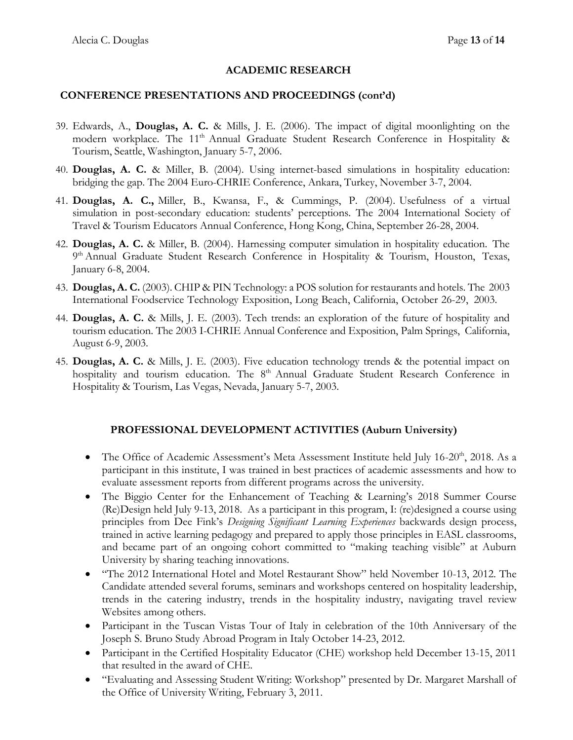## ACADEMIC RESEARCH

### CONFERENCE PRESENTATIONS AND PROCEEDINGS (cont'd)

39. Edwards, A., **Douglas, A. C.** & Mills, J. E. (2006). The impact of digital moonlighting on the modern workplace. The 11th Annual Graduate Student Research Conference in Hospitality & Tourism, Seattle, Washington, January 5-7, 2006.
40. **Douglas, A. C.** & Miller, B. (2004). Using internet-based simulations in hospitality education: bridging the gap. The 2004 Euro-CHRIE Conference, Ankara, Turkey, November 3-7, 2004.
41. **Douglas, A. C.,** Miller, B., Kwansa, F., & Cummings, P. (2004). Usefulness of a virtual simulation in post-secondary education: students' perceptions. The 2004 International Society of Travel & Tourism Educators Annual Conference, Hong Kong, China, September 26-28, 2004.
42. **Douglas, A. C.** & Miller, B. (2004). Harnessing computer simulation in hospitality education. The 9th Annual Graduate Student Research Conference in Hospitality & Tourism, Houston, Texas, January 6-8, 2004.
43. **Douglas, A. C.** (2003). CHIP & PIN Technology: a POS solution for restaurants and hotels. The 2003 International Foodservice Technology Exposition, Long Beach, California, October 26-29, 2003.
44. **Douglas, A. C.** & Mills, J. E. (2003). Tech trends: an exploration of the future of hospitality and tourism education. The 2003 I-CHRIE Annual Conference and Exposition, Palm Springs, California, August 6-9, 2003.
45. **Douglas, A. C.** & Mills, J. E. (2003). Five education technology trends & the potential impact on hospitality and tourism education. The 8th Annual Graduate Student Research Conference in Hospitality & Tourism, Las Vegas, Nevada, January 5-7, 2003.

### PROFESSIONAL DEVELOPMENT ACTIVITIES (Auburn University)

- The Office of Academic Assessment's Meta Assessment Institute held July 16-20th, 2018. As a participant in this institute, I was trained in best practices of academic assessments and how to evaluate assessment reports from different programs across the university.
- The Biggio Center for the Enhancement of Teaching & Learning's 2018 Summer Course (Re)Design held July 9-13, 2018. As a participant in this program, I: (re)designed a course using principles from Dee Fink's *Designing Significant Learning Experiences* backwards design process, trained in active learning pedagogy and prepared to apply those principles in EASL classrooms, and became part of an ongoing cohort committed to "making teaching visible" at Auburn University by sharing teaching innovations.
- "The 2012 International Hotel and Motel Restaurant Show" held November 10-13, 2012. The Candidate attended several forums, seminars and workshops centered on hospitality leadership, trends in the catering industry, trends in the hospitality industry, navigating travel review Websites among others.
- Participant in the Tuscan Vistas Tour of Italy in celebration of the 10th Anniversary of the Joseph S. Bruno Study Abroad Program in Italy October 14-23, 2012.
- Participant in the Certified Hospitality Educator (CHE) workshop held December 13-15, 2011 that resulted in the award of CHE.
- "Evaluating and Assessing Student Writing: Workshop" presented by Dr. Margaret Marshall of the Office of University Writing, February 3, 2011.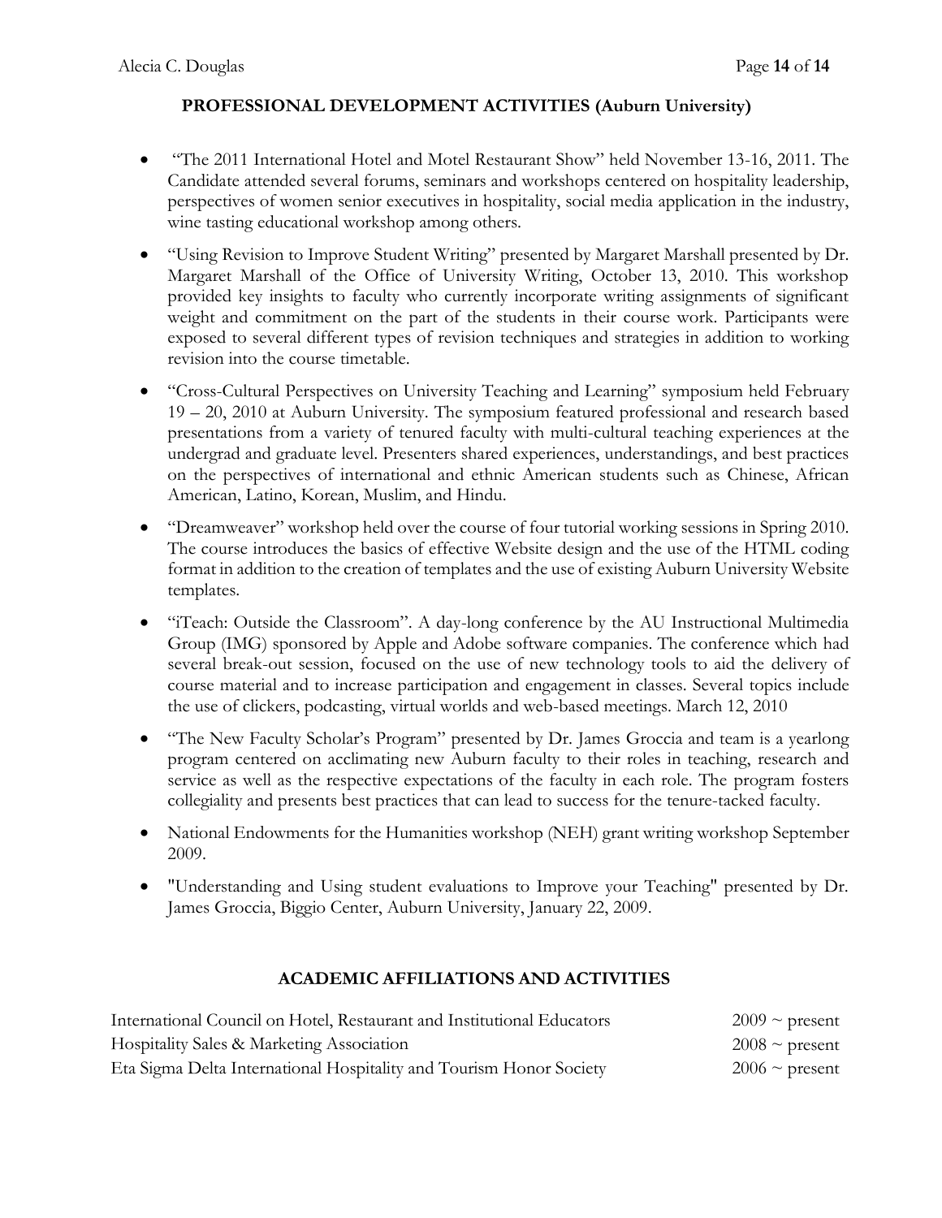## PROFESSIONAL DEVELOPMENT ACTIVITIES (Auburn University)

- "The 2011 International Hotel and Motel Restaurant Show" held November 13-16, 2011. The Candidate attended several forums, seminars and workshops centered on hospitality leadership, perspectives of women senior executives in hospitality, social media application in the industry, wine tasting educational workshop among others.
- "Using Revision to Improve Student Writing" presented by Margaret Marshall presented by Dr. Margaret Marshall of the Office of University Writing, October 13, 2010. This workshop provided key insights to faculty who currently incorporate writing assignments of significant weight and commitment on the part of the students in their course work. Participants were exposed to several different types of revision techniques and strategies in addition to working revision into the course timetable.
- "Cross-Cultural Perspectives on University Teaching and Learning" symposium held February 19 – 20, 2010 at Auburn University. The symposium featured professional and research based presentations from a variety of tenured faculty with multi-cultural teaching experiences at the undergrad and graduate level. Presenters shared experiences, understandings, and best practices on the perspectives of international and ethnic American students such as Chinese, African American, Latino, Korean, Muslim, and Hindu.
- "Dreamweaver" workshop held over the course of four tutorial working sessions in Spring 2010. The course introduces the basics of effective Website design and the use of the HTML coding format in addition to the creation of templates and the use of existing Auburn University Website templates.
- "iTeach: Outside the Classroom". A day-long conference by the AU Instructional Multimedia Group (IMG) sponsored by Apple and Adobe software companies. The conference which had several break-out session, focused on the use of new technology tools to aid the delivery of course material and to increase participation and engagement in classes. Several topics include the use of clickers, podcasting, virtual worlds and web-based meetings. March 12, 2010
- "The New Faculty Scholar's Program" presented by Dr. James Groccia and team is a yearlong program centered on acclimating new Auburn faculty to their roles in teaching, research and service as well as the respective expectations of the faculty in each role. The program fosters collegiality and presents best practices that can lead to success for the tenure-tacked faculty.
- National Endowments for the Humanities workshop (NEH) grant writing workshop September 2009.
- "Understanding and Using student evaluations to Improve your Teaching" presented by Dr. James Groccia, Biggio Center, Auburn University, January 22, 2009.

## ACADEMIC AFFILIATIONS AND ACTIVITIES

| | |
|---|---|
| International Council on Hotel, Restaurant and Institutional Educators | 2009 ~ present |
| Hospitality Sales & Marketing Association | 2008 ~ present |
| Eta Sigma Delta International Hospitality and Tourism Honor Society | 2006 ~ present |